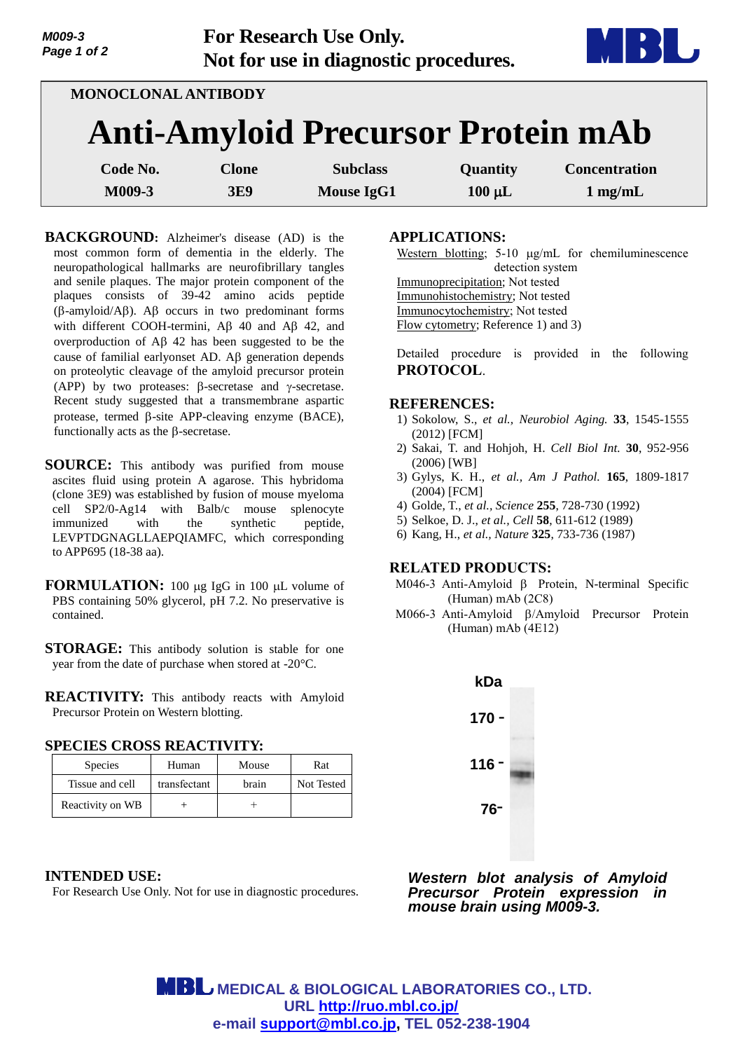For Research Use Only.
Not for use in diagnostic procedures.

MONOCLONAL ANTIBODY

# Anti-Amyloid Precursor Protein mAb

| Code No. | Clone | Subclass | Quantity | Concentration |
|---|---|---|---|---|
| M009-3 | 3E9 | Mouse IgG1 | 100 µL | 1 mg/mL |

**BACKGROUND:** Alzheimer's disease (AD) is the most common form of dementia in the elderly. The neuropathological hallmarks are neurofibrillary tangles and senile plaques. The major protein component of the plaques consists of 39-42 amino acids peptide (β-amyloid/Aβ). Aβ occurs in two predominant forms with different COOH-termini, Aβ 40 and Aβ 42, and overproduction of Aβ 42 has been suggested to be the cause of familial earlyonset AD. Aβ generation depends on proteolytic cleavage of the amyloid precursor protein (APP) by two proteases: β-secretase and γ-secretase. Recent study suggested that a transmembrane aspartic protease, termed β-site APP-cleaving enzyme (BACE), functionally acts as the β-secretase.

**SOURCE:** This antibody was purified from mouse ascites fluid using protein A agarose. This hybridoma (clone 3E9) was established by fusion of mouse myeloma cell SP2/0-Ag14 with Balb/c mouse splenocyte immunized with the synthetic peptide, LEVPTDGNAGLLAEPQIAMFC, which corresponding to APP695 (18-38 aa).

**FORMULATION:** 100 µg IgG in 100 µL volume of PBS containing 50% glycerol, pH 7.2. No preservative is contained.

**STORAGE:** This antibody solution is stable for one year from the date of purchase when stored at -20°C.

**REACTIVITY:** This antibody reacts with Amyloid Precursor Protein on Western blotting.

**SPECIES CROSS REACTIVITY:**

| Species | Human | Mouse | Rat |
|---|---|---|---|
| Tissue and cell | transfectant | brain | Not Tested |
| Reactivity on WB | + | + | |

**INTENDED USE:**
For Research Use Only. Not for use in diagnostic procedures.

**APPLICATIONS:**

Western blotting; 5-10 µg/mL for chemiluminescence detection system
Immunoprecipitation; Not tested
Immunohistochemistry; Not tested
Immunocytochemistry; Not tested
Flow cytometry; Reference 1) and 3)

Detailed procedure is provided in the following **PROTOCOL**.

**REFERENCES:**

1) Sokolow, S., *et al., Neurobiol Aging.* **33**, 1545-1555 (2012) [FCM]
2) Sakai, T. and Hohjoh, H. *Cell Biol Int.* **30**, 952-956 (2006) [WB]
3) Gylys, K. H., *et al., Am J Pathol.* **165**, 1809-1817 (2004) [FCM]
4) Golde, T., *et al., Science* **255**, 728-730 (1992)
5) Selkoe, D. J., *et al., Cell* **58**, 611-612 (1989)
6) Kang, H., *et al., Nature* **325**, 733-736 (1987)

**RELATED PRODUCTS:**

M046-3 Anti-Amyloid β Protein, N-terminal Specific (Human) mAb (2C8)
M066-3 Anti-Amyloid β/Amyloid Precursor Protein (Human) mAb (4E12)

kDa
170 -
116 -
76 -

***Western blot analysis of Amyloid Precursor Protein expression in mouse brain using M009-3.***

MBL MEDICAL & BIOLOGICAL LABORATORIES CO., LTD.
URL http://ruo.mbl.co.jp/
e-mail support@mbl.co.jp, TEL 052-238-1904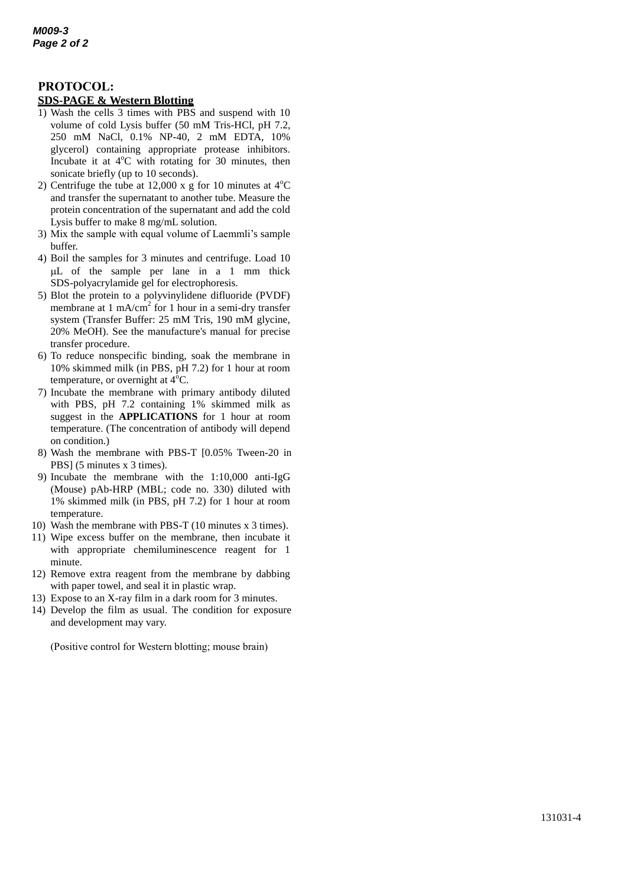## PROTOCOL:

### SDS-PAGE & Western Blotting

1) Wash the cells 3 times with PBS and suspend with 10 volume of cold Lysis buffer (50 mM Tris-HCl, pH 7.2, 250 mM NaCl, 0.1% NP-40, 2 mM EDTA, 10% glycerol) containing appropriate protease inhibitors. Incubate it at 4°C with rotating for 30 minutes, then sonicate briefly (up to 10 seconds).
2) Centrifuge the tube at 12,000 x g for 10 minutes at 4°C and transfer the supernatant to another tube. Measure the protein concentration of the supernatant and add the cold Lysis buffer to make 8 mg/mL solution.
3) Mix the sample with equal volume of Laemmli's sample buffer.
4) Boil the samples for 3 minutes and centrifuge. Load 10 μL of the sample per lane in a 1 mm thick SDS-polyacrylamide gel for electrophoresis.
5) Blot the protein to a polyvinylidene difluoride (PVDF) membrane at 1 mA/cm$^2$ for 1 hour in a semi-dry transfer system (Transfer Buffer: 25 mM Tris, 190 mM glycine, 20% MeOH). See the manufacture's manual for precise transfer procedure.
6) To reduce nonspecific binding, soak the membrane in 10% skimmed milk (in PBS, pH 7.2) for 1 hour at room temperature, or overnight at 4°C.
7) Incubate the membrane with primary antibody diluted with PBS, pH 7.2 containing 1% skimmed milk as suggest in the **APPLICATIONS** for 1 hour at room temperature. (The concentration of antibody will depend on condition.)
8) Wash the membrane with PBS-T [0.05% Tween-20 in PBS] (5 minutes x 3 times).
9) Incubate the membrane with the 1:10,000 anti-IgG (Mouse) pAb-HRP (MBL; code no. 330) diluted with 1% skimmed milk (in PBS, pH 7.2) for 1 hour at room temperature.
10) Wash the membrane with PBS-T (10 minutes x 3 times).
11) Wipe excess buffer on the membrane, then incubate it with appropriate chemiluminescence reagent for 1 minute.
12) Remove extra reagent from the membrane by dabbing with paper towel, and seal it in plastic wrap.
13) Expose to an X-ray film in a dark room for 3 minutes.
14) Develop the film as usual. The condition for exposure and development may vary.

(Positive control for Western blotting; mouse brain)

131031-4